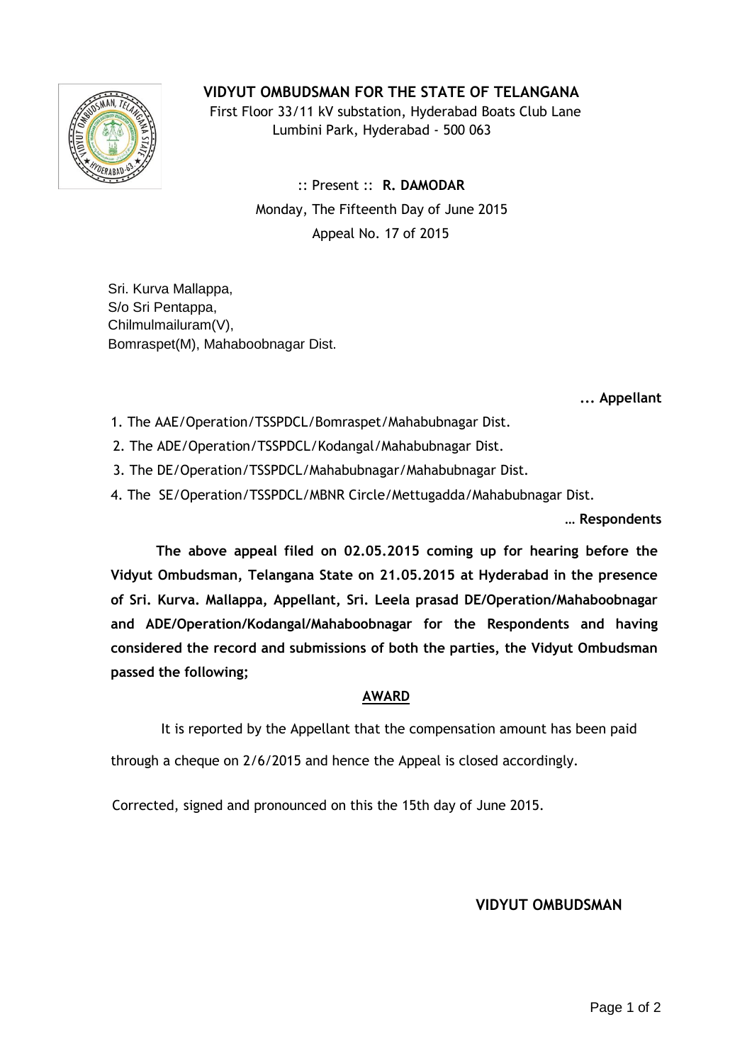# VIDYUT OMBUDSMAN FOR THE STATE OF TELANGANA

First Floor 33/11 kV substation, Hyderabad Boats Club Lane
Lumbini Park, Hyderabad - 500 063

:: Present :: **R. DAMODAR**

Monday, The Fifteenth Day of June 2015

Appeal No. 17 of 2015

Sri. Kurva Mallappa,
S/o Sri Pentappa,
Chilmulmailuram(V),
Bomraspet(M), Mahaboobnagar Dist.

**... Appellant**

1. The AAE/Operation/TSSPDCL/Bomraspet/Mahabubnagar Dist.
2. The ADE/Operation/TSSPDCL/Kodangal/Mahabubnagar Dist.
3. The DE/Operation/TSSPDCL/Mahabubnagar/Mahabubnagar Dist.
4. The SE/Operation/TSSPDCL/MBNR Circle/Mettugadda/Mahabubnagar Dist.

**… Respondents**

**The above appeal filed on 02.05.2015 coming up for hearing before the Vidyut Ombudsman, Telangana State on 21.05.2015 at Hyderabad in the presence of Sri. Kurva. Mallappa, Appellant, Sri. Leela prasad DE/Operation/Mahaboobnagar and ADE/Operation/Kodangal/Mahaboobnagar for the Respondents and having considered the record and submissions of both the parties, the Vidyut Ombudsman passed the following;**

## AWARD

It is reported by the Appellant that the compensation amount has been paid through a cheque on 2/6/2015 and hence the Appeal is closed accordingly.

Corrected, signed and pronounced on this the 15th day of June 2015.

**VIDYUT OMBUDSMAN**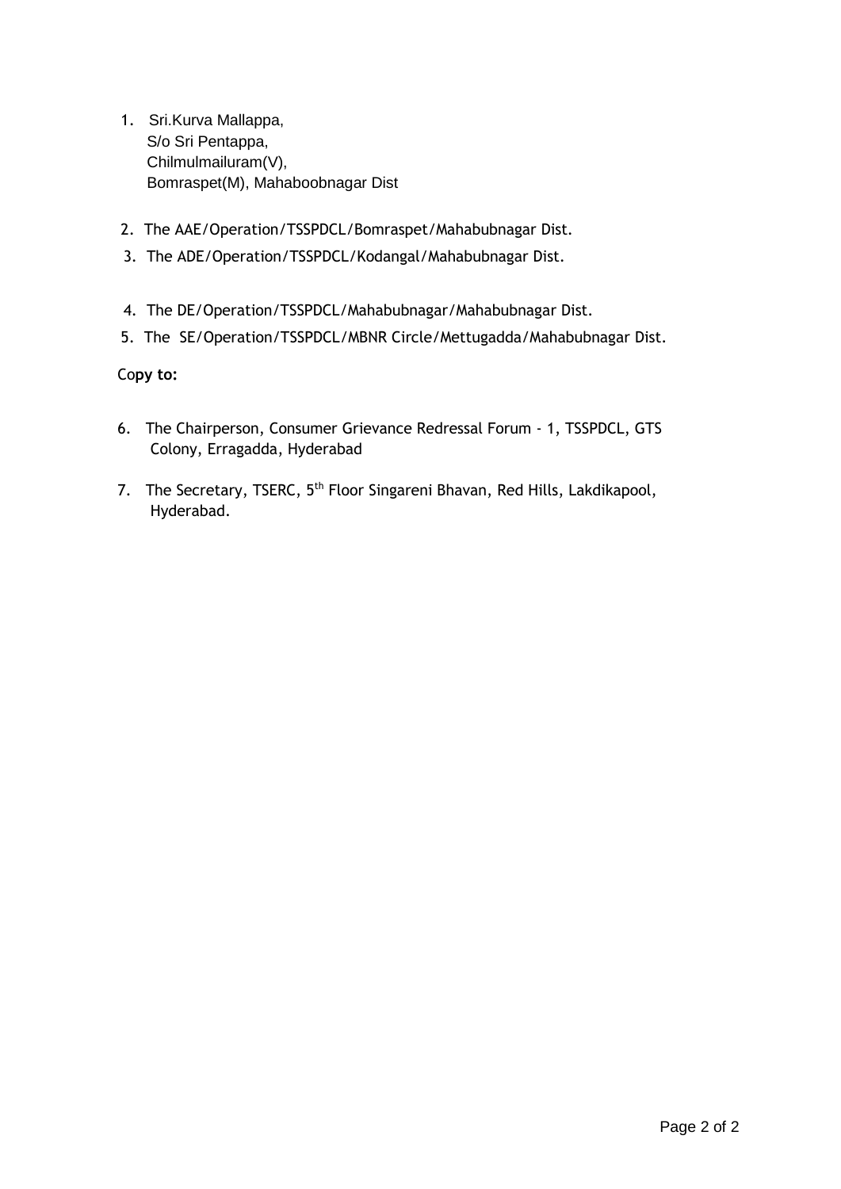1. Sri.Kurva Mallappa,
   S/o Sri Pentappa,
   Chilmulmailuram(V),
   Bomraspet(M), Mahaboobnagar Dist

2. The AAE/Operation/TSSPDCL/Bomraspet/Mahabubnagar Dist.
3. The ADE/Operation/TSSPDCL/Kodangal/Mahabubnagar Dist.

4. The DE/Operation/TSSPDCL/Mahabubnagar/Mahabubnagar Dist.
5. The SE/Operation/TSSPDCL/MBNR Circle/Mettugadda/Mahabubnagar Dist.

**Copy to:**

6. The Chairperson, Consumer Grievance Redressal Forum - 1, TSSPDCL, GTS Colony, Erragadda, Hyderabad

7. The Secretary, TSERC, 5th Floor Singareni Bhavan, Red Hills, Lakdikapool, Hyderabad.